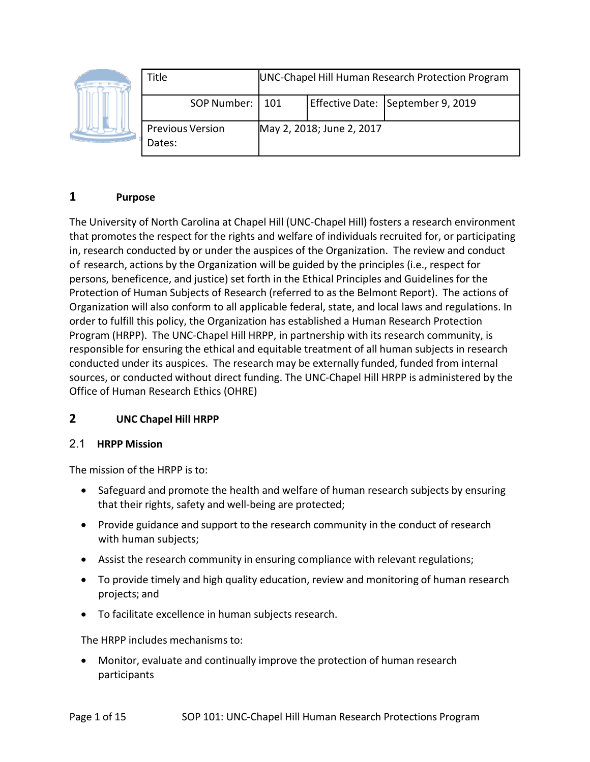| Title | UNC-Chapel Hill Human Research Protection Program | | |
|---|---|---|---|
| SOP Number: | 101 | Effective Date: | September 9, 2019 |
| Previous Version Dates: | May 2, 2018; June 2, 2017 | | |

# 1 Purpose

The University of North Carolina at Chapel Hill (UNC-Chapel Hill) fosters a research environment that promotes the respect for the rights and welfare of individuals recruited for, or participating in, research conducted by or under the auspices of the Organization. The review and conduct of research, actions by the Organization will be guided by the principles (i.e., respect for persons, beneficence, and justice) set forth in the Ethical Principles and Guidelines for the Protection of Human Subjects of Research (referred to as the Belmont Report). The actions of Organization will also conform to all applicable federal, state, and local laws and regulations. In order to fulfill this policy, the Organization has established a Human Research Protection Program (HRPP). The UNC-Chapel Hill HRPP, in partnership with its research community, is responsible for ensuring the ethical and equitable treatment of all human subjects in research conducted under its auspices. The research may be externally funded, funded from internal sources, or conducted without direct funding. The UNC-Chapel Hill HRPP is administered by the Office of Human Research Ethics (OHRE)

# 2 UNC Chapel Hill HRPP

## 2.1 HRPP Mission

The mission of the HRPP is to:

- Safeguard and promote the health and welfare of human research subjects by ensuring that their rights, safety and well-being are protected;
- Provide guidance and support to the research community in the conduct of research with human subjects;
- Assist the research community in ensuring compliance with relevant regulations;
- To provide timely and high quality education, review and monitoring of human research projects; and
- To facilitate excellence in human subjects research.

The HRPP includes mechanisms to:

- Monitor, evaluate and continually improve the protection of human research participants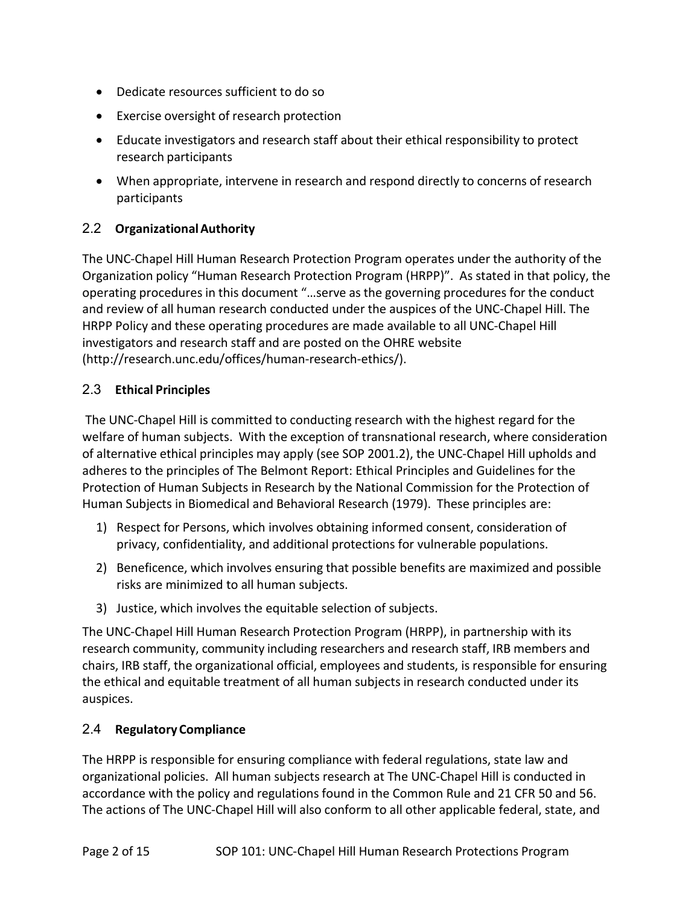- Dedicate resources sufficient to do so
- Exercise oversight of research protection
- Educate investigators and research staff about their ethical responsibility to protect research participants
- When appropriate, intervene in research and respond directly to concerns of research participants

## 2.2 Organizational Authority

The UNC-Chapel Hill Human Research Protection Program operates under the authority of the Organization policy "Human Research Protection Program (HRPP)". As stated in that policy, the operating procedures in this document "…serve as the governing procedures for the conduct and review of all human research conducted under the auspices of the UNC-Chapel Hill. The HRPP Policy and these operating procedures are made available to all UNC-Chapel Hill investigators and research staff and are posted on the OHRE website (http://research.unc.edu/offices/human-research-ethics/).

## 2.3 Ethical Principles

The UNC-Chapel Hill is committed to conducting research with the highest regard for the welfare of human subjects. With the exception of transnational research, where consideration of alternative ethical principles may apply (see SOP 2001.2), the UNC-Chapel Hill upholds and adheres to the principles of The Belmont Report: Ethical Principles and Guidelines for the Protection of Human Subjects in Research by the National Commission for the Protection of Human Subjects in Biomedical and Behavioral Research (1979). These principles are:

1) Respect for Persons, which involves obtaining informed consent, consideration of privacy, confidentiality, and additional protections for vulnerable populations.
2) Beneficence, which involves ensuring that possible benefits are maximized and possible risks are minimized to all human subjects.
3) Justice, which involves the equitable selection of subjects.

The UNC-Chapel Hill Human Research Protection Program (HRPP), in partnership with its research community, community including researchers and research staff, IRB members and chairs, IRB staff, the organizational official, employees and students, is responsible for ensuring the ethical and equitable treatment of all human subjects in research conducted under its auspices.

## 2.4 Regulatory Compliance

The HRPP is responsible for ensuring compliance with federal regulations, state law and organizational policies. All human subjects research at The UNC-Chapel Hill is conducted in accordance with the policy and regulations found in the Common Rule and 21 CFR 50 and 56. The actions of The UNC-Chapel Hill will also conform to all other applicable federal, state, and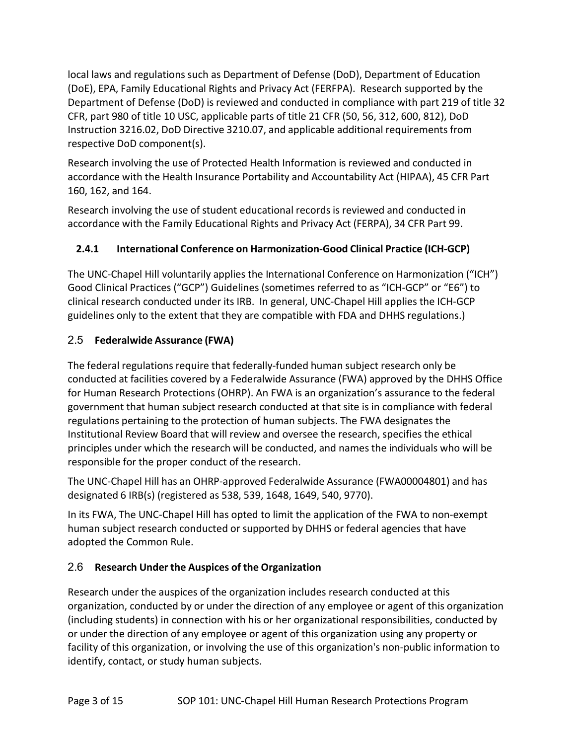local laws and regulations such as Department of Defense (DoD), Department of Education (DoE), EPA, Family Educational Rights and Privacy Act (FERFPA). Research supported by the Department of Defense (DoD) is reviewed and conducted in compliance with part 219 of title 32 CFR, part 980 of title 10 USC, applicable parts of title 21 CFR (50, 56, 312, 600, 812), DoD Instruction 3216.02, DoD Directive 3210.07, and applicable additional requirements from respective DoD component(s).

Research involving the use of Protected Health Information is reviewed and conducted in accordance with the Health Insurance Portability and Accountability Act (HIPAA), 45 CFR Part 160, 162, and 164.

Research involving the use of student educational records is reviewed and conducted in accordance with the Family Educational Rights and Privacy Act (FERPA), 34 CFR Part 99.

### 2.4.1 International Conference on Harmonization-Good Clinical Practice (ICH-GCP)

The UNC-Chapel Hill voluntarily applies the International Conference on Harmonization ("ICH") Good Clinical Practices ("GCP") Guidelines (sometimes referred to as "ICH-GCP" or "E6") to clinical research conducted under its IRB. In general, UNC-Chapel Hill applies the ICH-GCP guidelines only to the extent that they are compatible with FDA and DHHS regulations.)

## 2.5 Federalwide Assurance (FWA)

The federal regulations require that federally-funded human subject research only be conducted at facilities covered by a Federalwide Assurance (FWA) approved by the DHHS Office for Human Research Protections (OHRP). An FWA is an organization's assurance to the federal government that human subject research conducted at that site is in compliance with federal regulations pertaining to the protection of human subjects. The FWA designates the Institutional Review Board that will review and oversee the research, specifies the ethical principles under which the research will be conducted, and names the individuals who will be responsible for the proper conduct of the research.

The UNC-Chapel Hill has an OHRP-approved Federalwide Assurance (FWA00004801) and has designated 6 IRB(s) (registered as 538, 539, 1648, 1649, 540, 9770).

In its FWA, The UNC-Chapel Hill has opted to limit the application of the FWA to non-exempt human subject research conducted or supported by DHHS or federal agencies that have adopted the Common Rule.

## 2.6 Research Under the Auspices of the Organization

Research under the auspices of the organization includes research conducted at this organization, conducted by or under the direction of any employee or agent of this organization (including students) in connection with his or her organizational responsibilities, conducted by or under the direction of any employee or agent of this organization using any property or facility of this organization, or involving the use of this organization's non-public information to identify, contact, or study human subjects.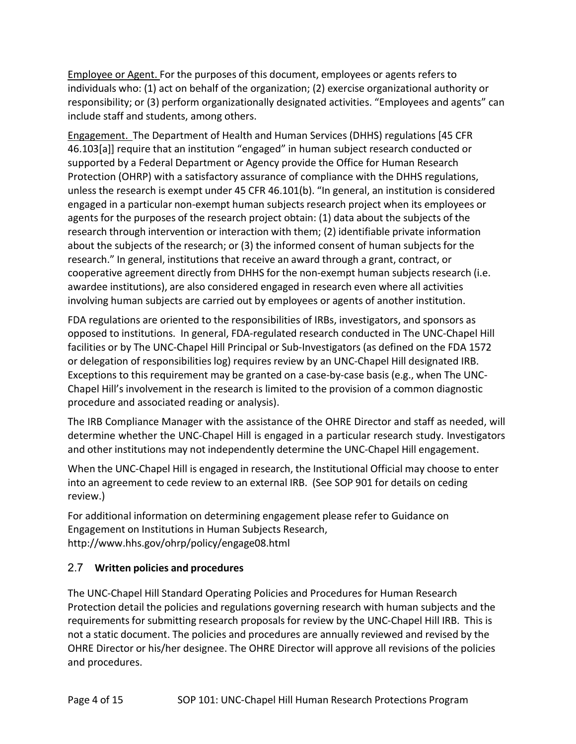Employee or Agent. For the purposes of this document, employees or agents refers to individuals who: (1) act on behalf of the organization; (2) exercise organizational authority or responsibility; or (3) perform organizationally designated activities. "Employees and agents" can include staff and students, among others.

Engagement. The Department of Health and Human Services (DHHS) regulations [45 CFR 46.103[a]] require that an institution "engaged" in human subject research conducted or supported by a Federal Department or Agency provide the Office for Human Research Protection (OHRP) with a satisfactory assurance of compliance with the DHHS regulations, unless the research is exempt under 45 CFR 46.101(b). "In general, an institution is considered engaged in a particular non-exempt human subjects research project when its employees or agents for the purposes of the research project obtain: (1) data about the subjects of the research through intervention or interaction with them; (2) identifiable private information about the subjects of the research; or (3) the informed consent of human subjects for the research." In general, institutions that receive an award through a grant, contract, or cooperative agreement directly from DHHS for the non-exempt human subjects research (i.e. awardee institutions), are also considered engaged in research even where all activities involving human subjects are carried out by employees or agents of another institution.

FDA regulations are oriented to the responsibilities of IRBs, investigators, and sponsors as opposed to institutions. In general, FDA-regulated research conducted in The UNC-Chapel Hill facilities or by The UNC-Chapel Hill Principal or Sub-Investigators (as defined on the FDA 1572 or delegation of responsibilities log) requires review by an UNC-Chapel Hill designated IRB. Exceptions to this requirement may be granted on a case-by-case basis (e.g., when The UNC-Chapel Hill's involvement in the research is limited to the provision of a common diagnostic procedure and associated reading or analysis).

The IRB Compliance Manager with the assistance of the OHRE Director and staff as needed, will determine whether the UNC-Chapel Hill is engaged in a particular research study. Investigators and other institutions may not independently determine the UNC-Chapel Hill engagement.

When the UNC-Chapel Hill is engaged in research, the Institutional Official may choose to enter into an agreement to cede review to an external IRB. (See SOP 901 for details on ceding review.)

For additional information on determining engagement please refer to Guidance on Engagement on Institutions in Human Subjects Research, http://www.hhs.gov/ohrp/policy/engage08.html

## 2.7 **Written policies and procedures**

The UNC-Chapel Hill Standard Operating Policies and Procedures for Human Research Protection detail the policies and regulations governing research with human subjects and the requirements for submitting research proposals for review by the UNC-Chapel Hill IRB. This is not a static document. The policies and procedures are annually reviewed and revised by the OHRE Director or his/her designee. The OHRE Director will approve all revisions of the policies and procedures.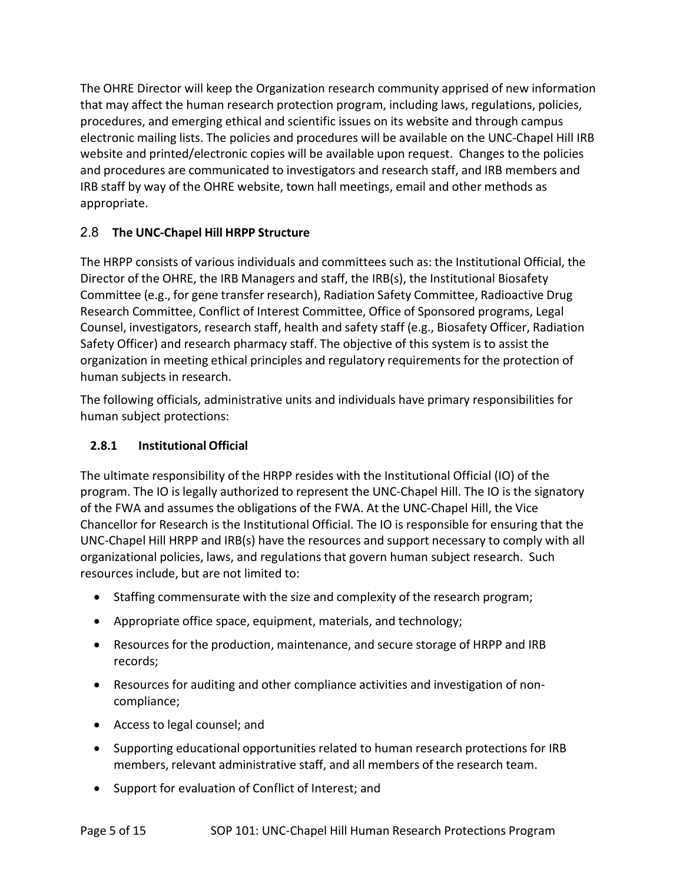The OHRE Director will keep the Organization research community apprised of new information that may affect the human research protection program, including laws, regulations, policies, procedures, and emerging ethical and scientific issues on its website and through campus electronic mailing lists. The policies and procedures will be available on the UNC-Chapel Hill IRB website and printed/electronic copies will be available upon request. Changes to the policies and procedures are communicated to investigators and research staff, and IRB members and IRB staff by way of the OHRE website, town hall meetings, email and other methods as appropriate.

## 2.8 The UNC-Chapel Hill HRPP Structure

The HRPP consists of various individuals and committees such as: the Institutional Official, the Director of the OHRE, the IRB Managers and staff, the IRB(s), the Institutional Biosafety Committee (e.g., for gene transfer research), Radiation Safety Committee, Radioactive Drug Research Committee, Conflict of Interest Committee, Office of Sponsored programs, Legal Counsel, investigators, research staff, health and safety staff (e.g., Biosafety Officer, Radiation Safety Officer) and research pharmacy staff. The objective of this system is to assist the organization in meeting ethical principles and regulatory requirements for the protection of human subjects in research.

The following officials, administrative units and individuals have primary responsibilities for human subject protections:

### 2.8.1 Institutional Official

The ultimate responsibility of the HRPP resides with the Institutional Official (IO) of the program. The IO is legally authorized to represent the UNC-Chapel Hill. The IO is the signatory of the FWA and assumes the obligations of the FWA. At the UNC-Chapel Hill, the Vice Chancellor for Research is the Institutional Official. The IO is responsible for ensuring that the UNC-Chapel Hill HRPP and IRB(s) have the resources and support necessary to comply with all organizational policies, laws, and regulations that govern human subject research. Such resources include, but are not limited to:

- Staffing commensurate with the size and complexity of the research program;
- Appropriate office space, equipment, materials, and technology;
- Resources for the production, maintenance, and secure storage of HRPP and IRB records;
- Resources for auditing and other compliance activities and investigation of non-compliance;
- Access to legal counsel; and
- Supporting educational opportunities related to human research protections for IRB members, relevant administrative staff, and all members of the research team.
- Support for evaluation of Conflict of Interest; and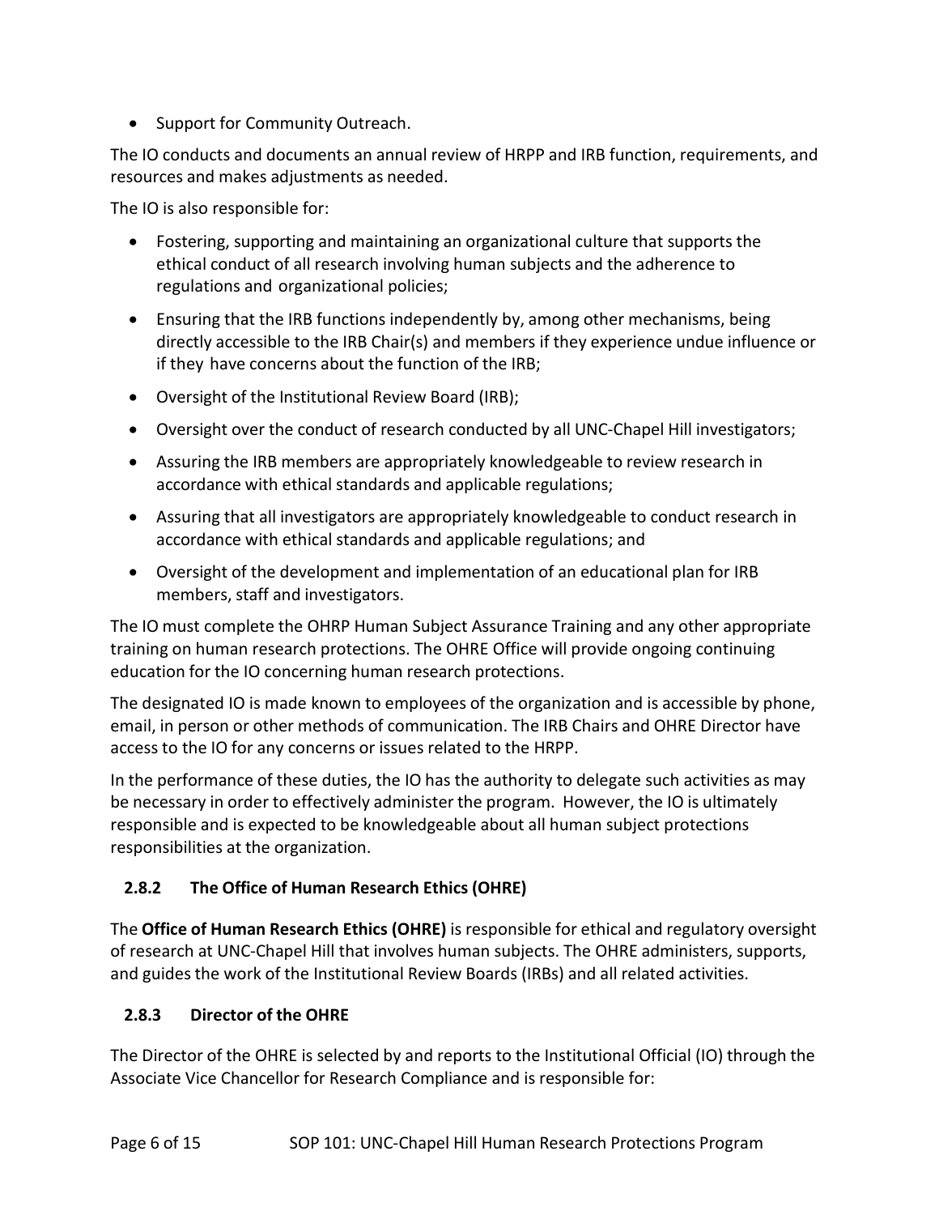- Support for Community Outreach.

The IO conducts and documents an annual review of HRPP and IRB function, requirements, and resources and makes adjustments as needed.

The IO is also responsible for:

- Fostering, supporting and maintaining an organizational culture that supports the ethical conduct of all research involving human subjects and the adherence to regulations and organizational policies;
- Ensuring that the IRB functions independently by, among other mechanisms, being directly accessible to the IRB Chair(s) and members if they experience undue influence or if they have concerns about the function of the IRB;
- Oversight of the Institutional Review Board (IRB);
- Oversight over the conduct of research conducted by all UNC-Chapel Hill investigators;
- Assuring the IRB members are appropriately knowledgeable to review research in accordance with ethical standards and applicable regulations;
- Assuring that all investigators are appropriately knowledgeable to conduct research in accordance with ethical standards and applicable regulations; and
- Oversight of the development and implementation of an educational plan for IRB members, staff and investigators.

The IO must complete the OHRP Human Subject Assurance Training and any other appropriate training on human research protections. The OHRE Office will provide ongoing continuing education for the IO concerning human research protections.

The designated IO is made known to employees of the organization and is accessible by phone, email, in person or other methods of communication. The IRB Chairs and OHRE Director have access to the IO for any concerns or issues related to the HRPP.

In the performance of these duties, the IO has the authority to delegate such activities as may be necessary in order to effectively administer the program. However, the IO is ultimately responsible and is expected to be knowledgeable about all human subject protections responsibilities at the organization.

### 2.8.2 The Office of Human Research Ethics (OHRE)

The **Office of Human Research Ethics (OHRE)** is responsible for ethical and regulatory oversight of research at UNC-Chapel Hill that involves human subjects. The OHRE administers, supports, and guides the work of the Institutional Review Boards (IRBs) and all related activities.

### 2.8.3 Director of the OHRE

The Director of the OHRE is selected by and reports to the Institutional Official (IO) through the Associate Vice Chancellor for Research Compliance and is responsible for: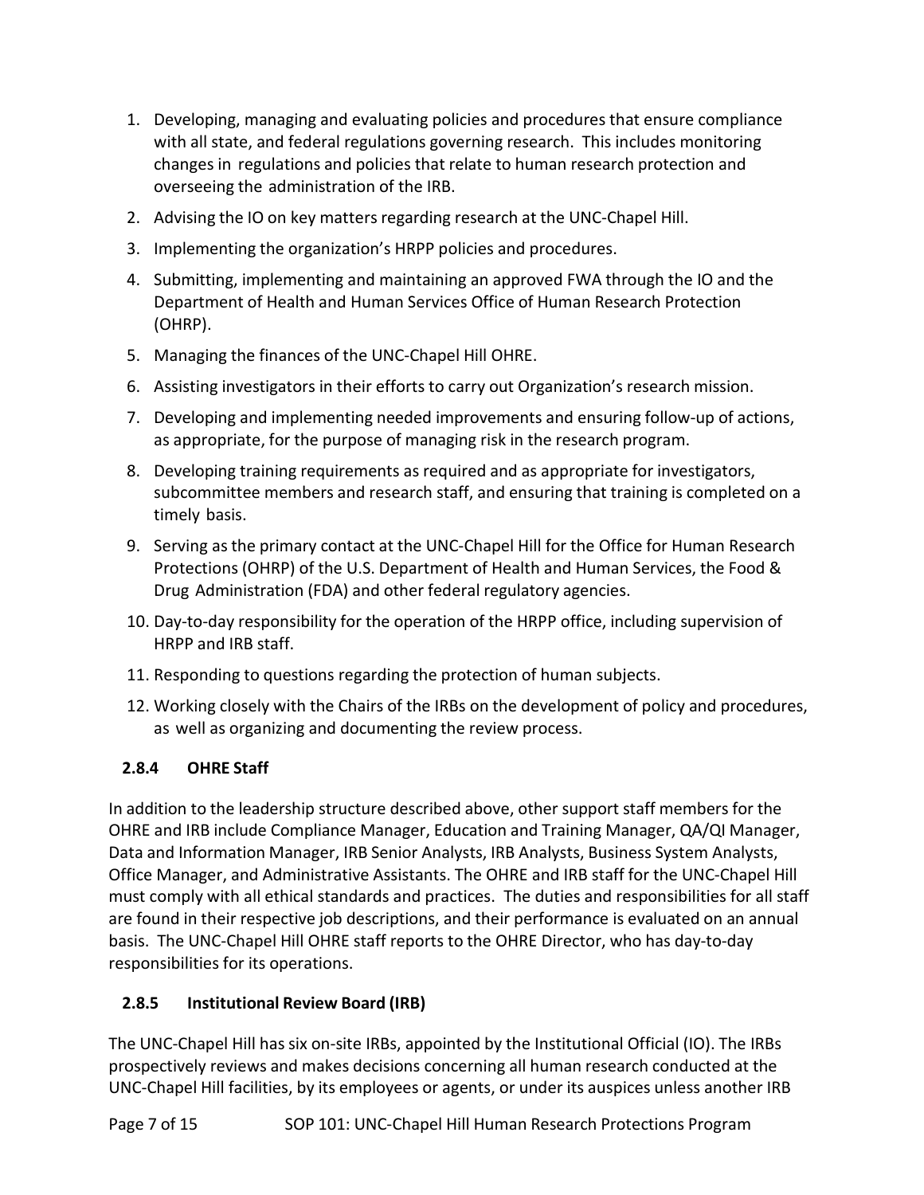1. Developing, managing and evaluating policies and procedures that ensure compliance with all state, and federal regulations governing research. This includes monitoring changes in regulations and policies that relate to human research protection and overseeing the administration of the IRB.
2. Advising the IO on key matters regarding research at the UNC-Chapel Hill.
3. Implementing the organization's HRPP policies and procedures.
4. Submitting, implementing and maintaining an approved FWA through the IO and the Department of Health and Human Services Office of Human Research Protection (OHRP).
5. Managing the finances of the UNC-Chapel Hill OHRE.
6. Assisting investigators in their efforts to carry out Organization's research mission.
7. Developing and implementing needed improvements and ensuring follow-up of actions, as appropriate, for the purpose of managing risk in the research program.
8. Developing training requirements as required and as appropriate for investigators, subcommittee members and research staff, and ensuring that training is completed on a timely basis.
9. Serving as the primary contact at the UNC-Chapel Hill for the Office for Human Research Protections (OHRP) of the U.S. Department of Health and Human Services, the Food & Drug Administration (FDA) and other federal regulatory agencies.
10. Day-to-day responsibility for the operation of the HRPP office, including supervision of HRPP and IRB staff.
11. Responding to questions regarding the protection of human subjects.
12. Working closely with the Chairs of the IRBs on the development of policy and procedures, as well as organizing and documenting the review process.

### 2.8.4 OHRE Staff

In addition to the leadership structure described above, other support staff members for the OHRE and IRB include Compliance Manager, Education and Training Manager, QA/QI Manager, Data and Information Manager, IRB Senior Analysts, IRB Analysts, Business System Analysts, Office Manager, and Administrative Assistants. The OHRE and IRB staff for the UNC-Chapel Hill must comply with all ethical standards and practices. The duties and responsibilities for all staff are found in their respective job descriptions, and their performance is evaluated on an annual basis. The UNC-Chapel Hill OHRE staff reports to the OHRE Director, who has day-to-day responsibilities for its operations.

### 2.8.5 Institutional Review Board (IRB)

The UNC-Chapel Hill has six on-site IRBs, appointed by the Institutional Official (IO). The IRBs prospectively reviews and makes decisions concerning all human research conducted at the UNC-Chapel Hill facilities, by its employees or agents, or under its auspices unless another IRB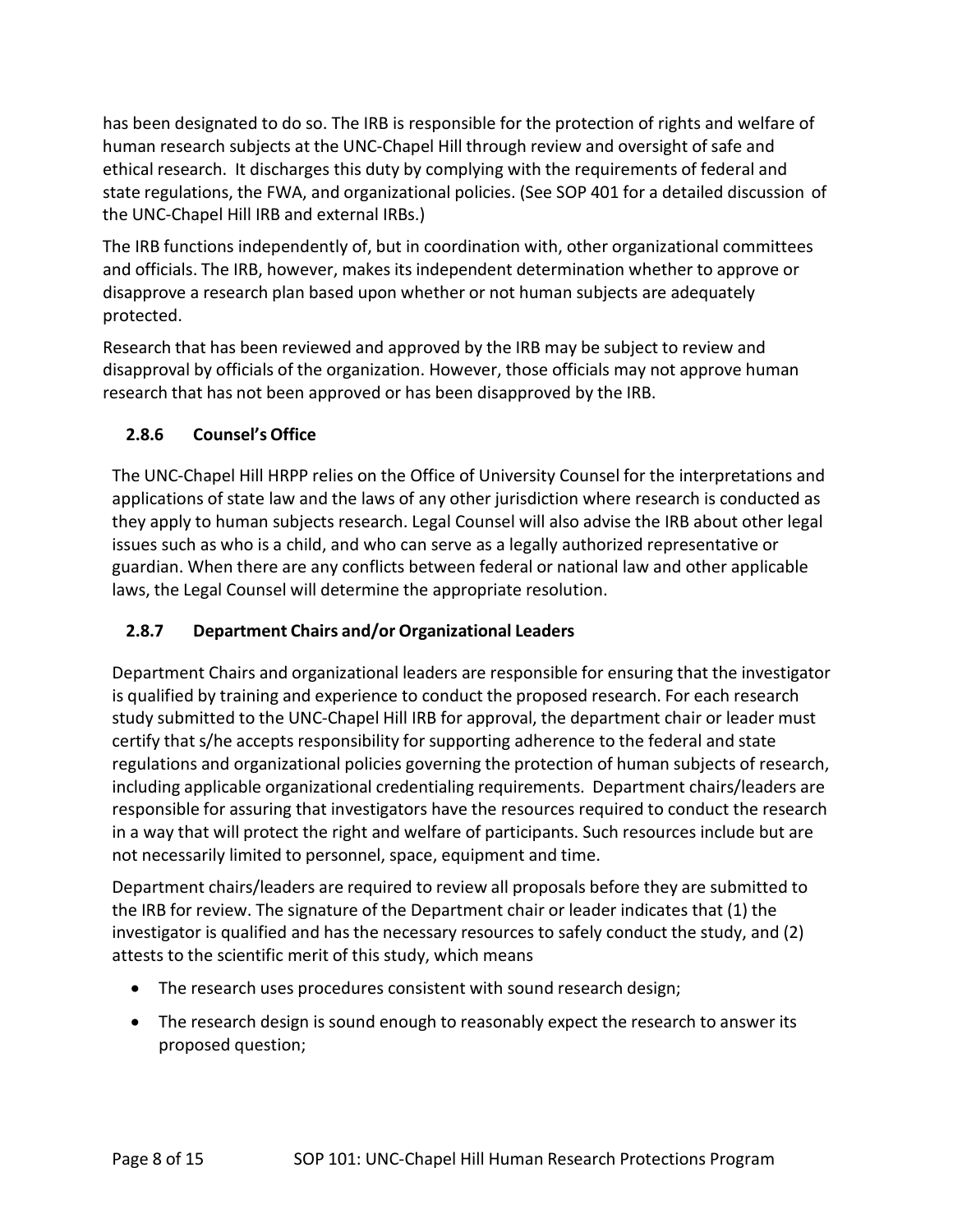has been designated to do so. The IRB is responsible for the protection of rights and welfare of human research subjects at the UNC-Chapel Hill through review and oversight of safe and ethical research. It discharges this duty by complying with the requirements of federal and state regulations, the FWA, and organizational policies. (See SOP 401 for a detailed discussion of the UNC-Chapel Hill IRB and external IRBs.)

The IRB functions independently of, but in coordination with, other organizational committees and officials. The IRB, however, makes its independent determination whether to approve or disapprove a research plan based upon whether or not human subjects are adequately protected.

Research that has been reviewed and approved by the IRB may be subject to review and disapproval by officials of the organization. However, those officials may not approve human research that has not been approved or has been disapproved by the IRB.

### 2.8.6 Counsel's Office

The UNC-Chapel Hill HRPP relies on the Office of University Counsel for the interpretations and applications of state law and the laws of any other jurisdiction where research is conducted as they apply to human subjects research. Legal Counsel will also advise the IRB about other legal issues such as who is a child, and who can serve as a legally authorized representative or guardian. When there are any conflicts between federal or national law and other applicable laws, the Legal Counsel will determine the appropriate resolution.

### 2.8.7 Department Chairs and/or Organizational Leaders

Department Chairs and organizational leaders are responsible for ensuring that the investigator is qualified by training and experience to conduct the proposed research. For each research study submitted to the UNC-Chapel Hill IRB for approval, the department chair or leader must certify that s/he accepts responsibility for supporting adherence to the federal and state regulations and organizational policies governing the protection of human subjects of research, including applicable organizational credentialing requirements. Department chairs/leaders are responsible for assuring that investigators have the resources required to conduct the research in a way that will protect the right and welfare of participants. Such resources include but are not necessarily limited to personnel, space, equipment and time.

Department chairs/leaders are required to review all proposals before they are submitted to the IRB for review. The signature of the Department chair or leader indicates that (1) the investigator is qualified and has the necessary resources to safely conduct the study, and (2) attests to the scientific merit of this study, which means

- The research uses procedures consistent with sound research design;
- The research design is sound enough to reasonably expect the research to answer its proposed question;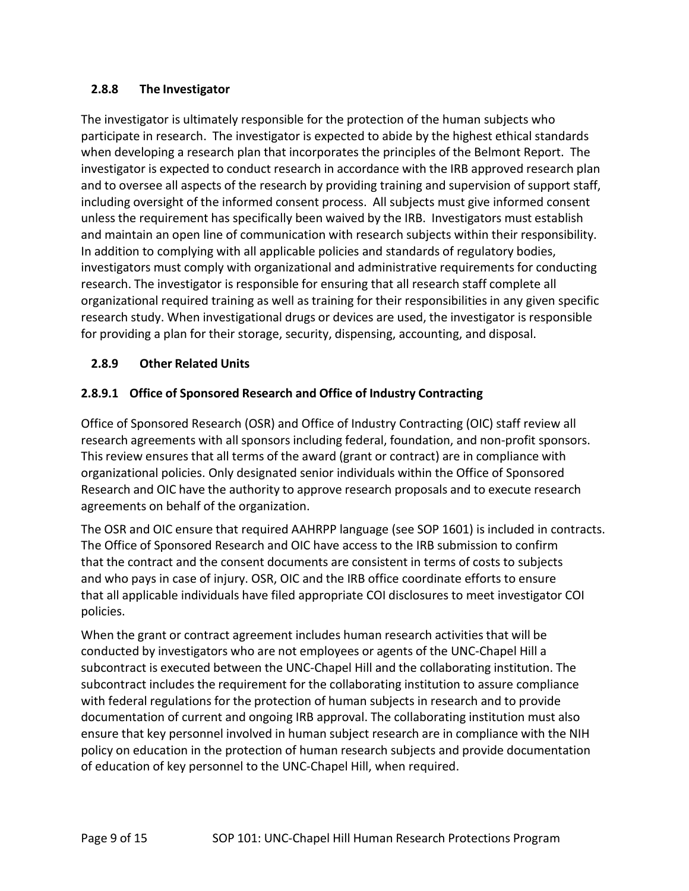### 2.8.8 The Investigator

The investigator is ultimately responsible for the protection of the human subjects who participate in research. The investigator is expected to abide by the highest ethical standards when developing a research plan that incorporates the principles of the Belmont Report. The investigator is expected to conduct research in accordance with the IRB approved research plan and to oversee all aspects of the research by providing training and supervision of support staff, including oversight of the informed consent process. All subjects must give informed consent unless the requirement has specifically been waived by the IRB. Investigators must establish and maintain an open line of communication with research subjects within their responsibility. In addition to complying with all applicable policies and standards of regulatory bodies, investigators must comply with organizational and administrative requirements for conducting research. The investigator is responsible for ensuring that all research staff complete all organizational required training as well as training for their responsibilities in any given specific research study. When investigational drugs or devices are used, the investigator is responsible for providing a plan for their storage, security, dispensing, accounting, and disposal.

### 2.8.9 Other Related Units

#### 2.8.9.1 Office of Sponsored Research and Office of Industry Contracting

Office of Sponsored Research (OSR) and Office of Industry Contracting (OIC) staff review all research agreements with all sponsors including federal, foundation, and non-profit sponsors. This review ensures that all terms of the award (grant or contract) are in compliance with organizational policies. Only designated senior individuals within the Office of Sponsored Research and OIC have the authority to approve research proposals and to execute research agreements on behalf of the organization.

The OSR and OIC ensure that required AAHRPP language (see SOP 1601) is included in contracts. The Office of Sponsored Research and OIC have access to the IRB submission to confirm that the contract and the consent documents are consistent in terms of costs to subjects and who pays in case of injury. OSR, OIC and the IRB office coordinate efforts to ensure that all applicable individuals have filed appropriate COI disclosures to meet investigator COI policies.

When the grant or contract agreement includes human research activities that will be conducted by investigators who are not employees or agents of the UNC-Chapel Hill a subcontract is executed between the UNC-Chapel Hill and the collaborating institution. The subcontract includes the requirement for the collaborating institution to assure compliance with federal regulations for the protection of human subjects in research and to provide documentation of current and ongoing IRB approval. The collaborating institution must also ensure that key personnel involved in human subject research are in compliance with the NIH policy on education in the protection of human research subjects and provide documentation of education of key personnel to the UNC-Chapel Hill, when required.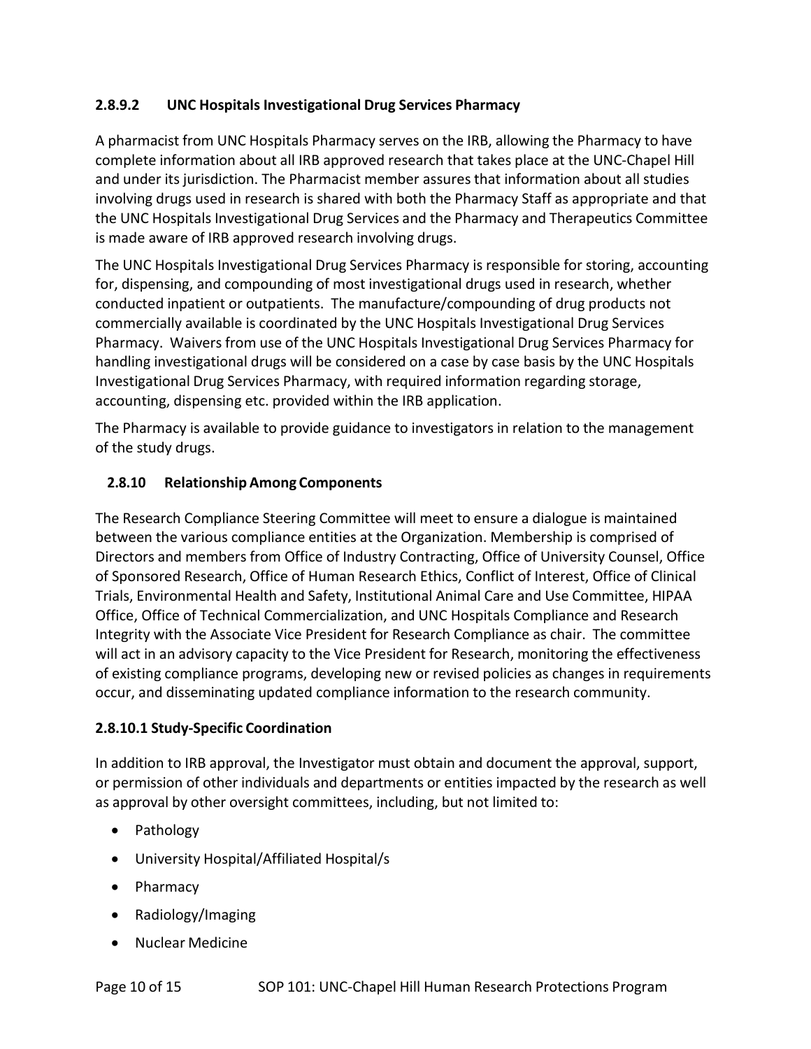#### 2.8.9.2 UNC Hospitals Investigational Drug Services Pharmacy

A pharmacist from UNC Hospitals Pharmacy serves on the IRB, allowing the Pharmacy to have complete information about all IRB approved research that takes place at the UNC-Chapel Hill and under its jurisdiction. The Pharmacist member assures that information about all studies involving drugs used in research is shared with both the Pharmacy Staff as appropriate and that the UNC Hospitals Investigational Drug Services and the Pharmacy and Therapeutics Committee is made aware of IRB approved research involving drugs.

The UNC Hospitals Investigational Drug Services Pharmacy is responsible for storing, accounting for, dispensing, and compounding of most investigational drugs used in research, whether conducted inpatient or outpatients. The manufacture/compounding of drug products not commercially available is coordinated by the UNC Hospitals Investigational Drug Services Pharmacy. Waivers from use of the UNC Hospitals Investigational Drug Services Pharmacy for handling investigational drugs will be considered on a case by case basis by the UNC Hospitals Investigational Drug Services Pharmacy, with required information regarding storage, accounting, dispensing etc. provided within the IRB application.

The Pharmacy is available to provide guidance to investigators in relation to the management of the study drugs.

### 2.8.10 Relationship Among Components

The Research Compliance Steering Committee will meet to ensure a dialogue is maintained between the various compliance entities at the Organization. Membership is comprised of Directors and members from Office of Industry Contracting, Office of University Counsel, Office of Sponsored Research, Office of Human Research Ethics, Conflict of Interest, Office of Clinical Trials, Environmental Health and Safety, Institutional Animal Care and Use Committee, HIPAA Office, Office of Technical Commercialization, and UNC Hospitals Compliance and Research Integrity with the Associate Vice President for Research Compliance as chair. The committee will act in an advisory capacity to the Vice President for Research, monitoring the effectiveness of existing compliance programs, developing new or revised policies as changes in requirements occur, and disseminating updated compliance information to the research community.

#### 2.8.10.1 Study-Specific Coordination

In addition to IRB approval, the Investigator must obtain and document the approval, support, or permission of other individuals and departments or entities impacted by the research as well as approval by other oversight committees, including, but not limited to:

- Pathology
- University Hospital/Affiliated Hospital/s
- Pharmacy
- Radiology/Imaging
- Nuclear Medicine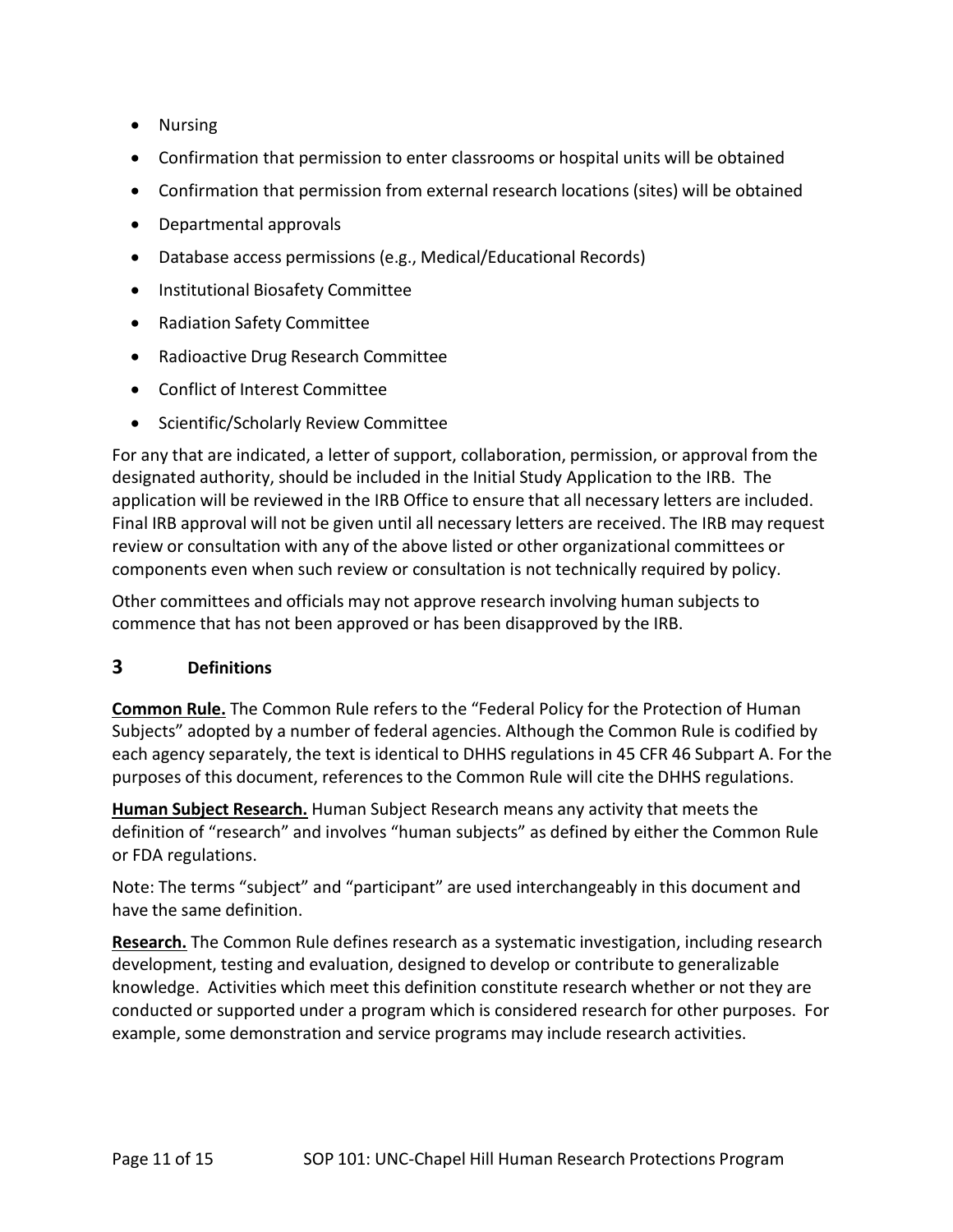- Nursing
- Confirmation that permission to enter classrooms or hospital units will be obtained
- Confirmation that permission from external research locations (sites) will be obtained
- Departmental approvals
- Database access permissions (e.g., Medical/Educational Records)
- Institutional Biosafety Committee
- Radiation Safety Committee
- Radioactive Drug Research Committee
- Conflict of Interest Committee
- Scientific/Scholarly Review Committee

For any that are indicated, a letter of support, collaboration, permission, or approval from the designated authority, should be included in the Initial Study Application to the IRB. The application will be reviewed in the IRB Office to ensure that all necessary letters are included. Final IRB approval will not be given until all necessary letters are received. The IRB may request review or consultation with any of the above listed or other organizational committees or components even when such review or consultation is not technically required by policy.

Other committees and officials may not approve research involving human subjects to commence that has not been approved or has been disapproved by the IRB.

## 3 Definitions

**Common Rule.** The Common Rule refers to the "Federal Policy for the Protection of Human Subjects" adopted by a number of federal agencies. Although the Common Rule is codified by each agency separately, the text is identical to DHHS regulations in 45 CFR 46 Subpart A. For the purposes of this document, references to the Common Rule will cite the DHHS regulations.

**Human Subject Research.** Human Subject Research means any activity that meets the definition of "research" and involves "human subjects" as defined by either the Common Rule or FDA regulations.

Note: The terms "subject" and "participant" are used interchangeably in this document and have the same definition.

**Research.** The Common Rule defines research as a systematic investigation, including research development, testing and evaluation, designed to develop or contribute to generalizable knowledge. Activities which meet this definition constitute research whether or not they are conducted or supported under a program which is considered research for other purposes. For example, some demonstration and service programs may include research activities.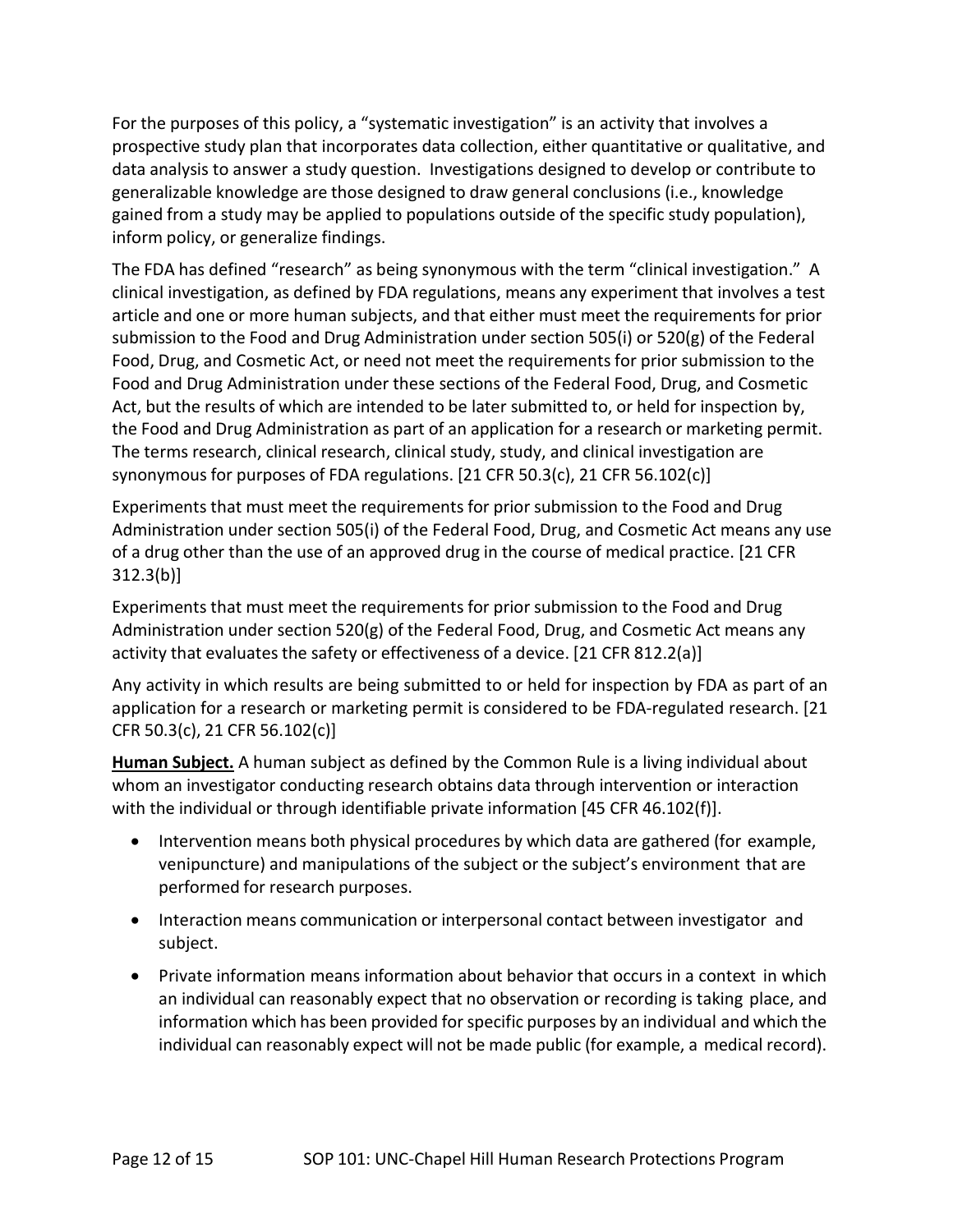For the purposes of this policy, a "systematic investigation" is an activity that involves a prospective study plan that incorporates data collection, either quantitative or qualitative, and data analysis to answer a study question. Investigations designed to develop or contribute to generalizable knowledge are those designed to draw general conclusions (i.e., knowledge gained from a study may be applied to populations outside of the specific study population), inform policy, or generalize findings.

The FDA has defined "research" as being synonymous with the term "clinical investigation." A clinical investigation, as defined by FDA regulations, means any experiment that involves a test article and one or more human subjects, and that either must meet the requirements for prior submission to the Food and Drug Administration under section 505(i) or 520(g) of the Federal Food, Drug, and Cosmetic Act, or need not meet the requirements for prior submission to the Food and Drug Administration under these sections of the Federal Food, Drug, and Cosmetic Act, but the results of which are intended to be later submitted to, or held for inspection by, the Food and Drug Administration as part of an application for a research or marketing permit. The terms research, clinical research, clinical study, study, and clinical investigation are synonymous for purposes of FDA regulations. [21 CFR 50.3(c), 21 CFR 56.102(c)]

Experiments that must meet the requirements for prior submission to the Food and Drug Administration under section 505(i) of the Federal Food, Drug, and Cosmetic Act means any use of a drug other than the use of an approved drug in the course of medical practice. [21 CFR 312.3(b)]

Experiments that must meet the requirements for prior submission to the Food and Drug Administration under section 520(g) of the Federal Food, Drug, and Cosmetic Act means any activity that evaluates the safety or effectiveness of a device. [21 CFR 812.2(a)]

Any activity in which results are being submitted to or held for inspection by FDA as part of an application for a research or marketing permit is considered to be FDA-regulated research. [21 CFR 50.3(c), 21 CFR 56.102(c)]

**Human Subject.** A human subject as defined by the Common Rule is a living individual about whom an investigator conducting research obtains data through intervention or interaction with the individual or through identifiable private information [45 CFR 46.102(f)].

- Intervention means both physical procedures by which data are gathered (for example, venipuncture) and manipulations of the subject or the subject's environment that are performed for research purposes.
- Interaction means communication or interpersonal contact between investigator and subject.
- Private information means information about behavior that occurs in a context in which an individual can reasonably expect that no observation or recording is taking place, and information which has been provided for specific purposes by an individual and which the individual can reasonably expect will not be made public (for example, a medical record).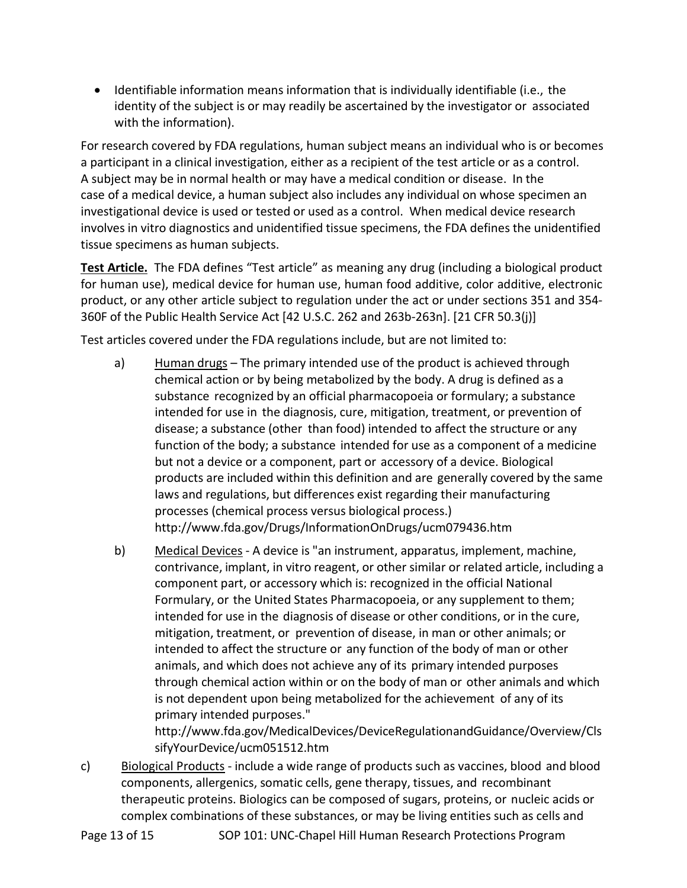- Identifiable information means information that is individually identifiable (i.e., the identity of the subject is or may readily be ascertained by the investigator or associated with the information).

For research covered by FDA regulations, human subject means an individual who is or becomes a participant in a clinical investigation, either as a recipient of the test article or as a control. A subject may be in normal health or may have a medical condition or disease. In the case of a medical device, a human subject also includes any individual on whose specimen an investigational device is used or tested or used as a control. When medical device research involves in vitro diagnostics and unidentified tissue specimens, the FDA defines the unidentified tissue specimens as human subjects.

**Test Article.** The FDA defines "Test article" as meaning any drug (including a biological product for human use), medical device for human use, human food additive, color additive, electronic product, or any other article subject to regulation under the act or under sections 351 and 354-360F of the Public Health Service Act [42 U.S.C. 262 and 263b-263n]. [21 CFR 50.3(j)]

Test articles covered under the FDA regulations include, but are not limited to:

a) Human drugs – The primary intended use of the product is achieved through chemical action or by being metabolized by the body. A drug is defined as a substance recognized by an official pharmacopoeia or formulary; a substance intended for use in the diagnosis, cure, mitigation, treatment, or prevention of disease; a substance (other than food) intended to affect the structure or any function of the body; a substance intended for use as a component of a medicine but not a device or a component, part or accessory of a device. Biological products are included within this definition and are generally covered by the same laws and regulations, but differences exist regarding their manufacturing processes (chemical process versus biological process.) http://www.fda.gov/Drugs/InformationOnDrugs/ucm079436.htm

b) Medical Devices - A device is "an instrument, apparatus, implement, machine, contrivance, implant, in vitro reagent, or other similar or related article, including a component part, or accessory which is: recognized in the official National Formulary, or the United States Pharmacopoeia, or any supplement to them; intended for use in the diagnosis of disease or other conditions, or in the cure, mitigation, treatment, or prevention of disease, in man or other animals; or intended to affect the structure or any function of the body of man or other animals, and which does not achieve any of its primary intended purposes through chemical action within or on the body of man or other animals and which is not dependent upon being metabolized for the achievement of any of its primary intended purposes." http://www.fda.gov/MedicalDevices/DeviceRegulationandGuidance/Overview/ClssifyYourDevice/ucm051512.htm

c) Biological Products - include a wide range of products such as vaccines, blood and blood components, allergenics, somatic cells, gene therapy, tissues, and recombinant therapeutic proteins. Biologics can be composed of sugars, proteins, or nucleic acids or complex combinations of these substances, or may be living entities such as cells and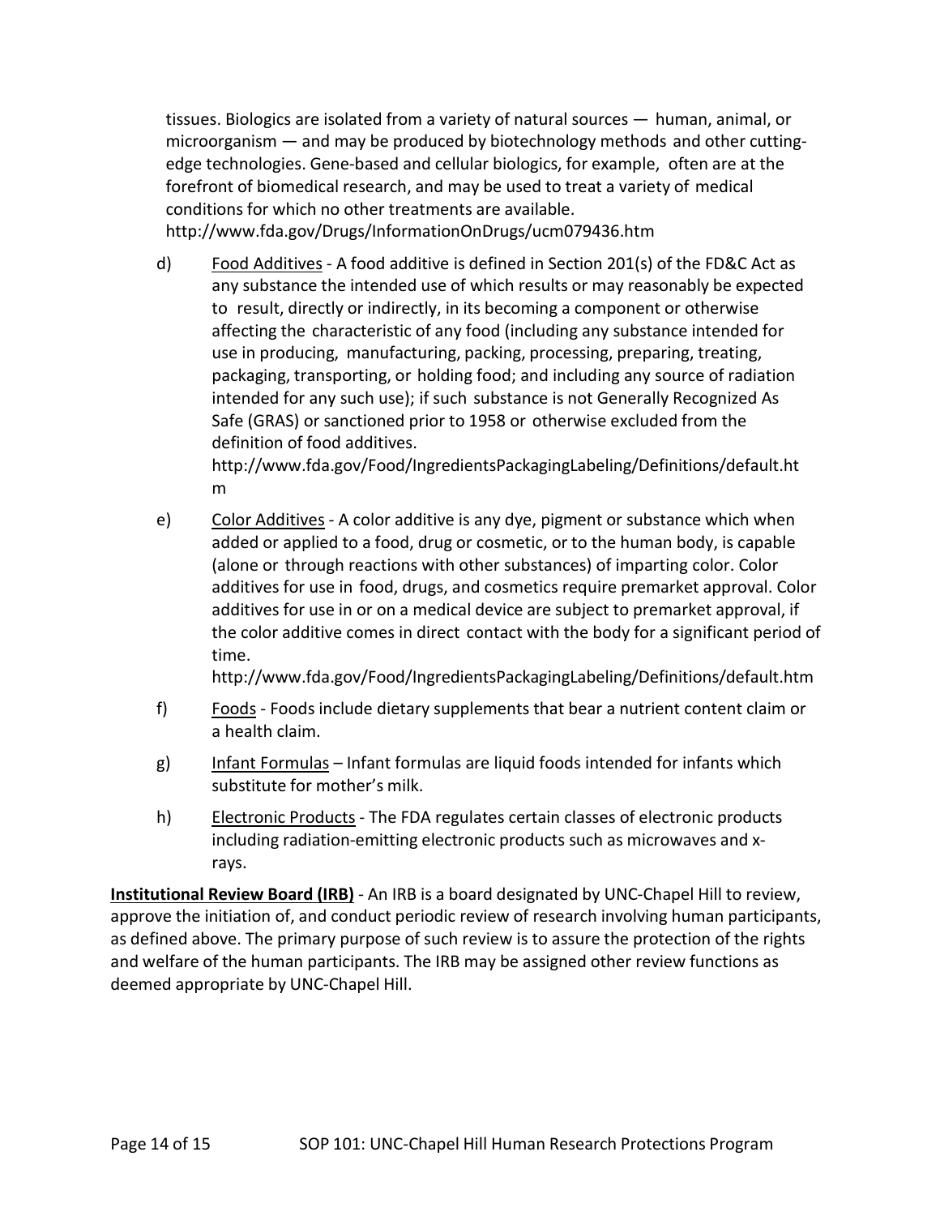tissues. Biologics are isolated from a variety of natural sources — human, animal, or microorganism — and may be produced by biotechnology methods and other cutting-edge technologies. Gene-based and cellular biologics, for example, often are at the forefront of biomedical research, and may be used to treat a variety of medical conditions for which no other treatments are available. http://www.fda.gov/Drugs/InformationOnDrugs/ucm079436.htm

d) Food Additives - A food additive is defined in Section 201(s) of the FD&C Act as any substance the intended use of which results or may reasonably be expected to result, directly or indirectly, in its becoming a component or otherwise affecting the characteristic of any food (including any substance intended for use in producing, manufacturing, packing, processing, preparing, treating, packaging, transporting, or holding food; and including any source of radiation intended for any such use); if such substance is not Generally Recognized As Safe (GRAS) or sanctioned prior to 1958 or otherwise excluded from the definition of food additives. http://www.fda.gov/Food/IngredientsPackagingLabeling/Definitions/default.htm

e) Color Additives - A color additive is any dye, pigment or substance which when added or applied to a food, drug or cosmetic, or to the human body, is capable (alone or through reactions with other substances) of imparting color. Color additives for use in food, drugs, and cosmetics require premarket approval. Color additives for use in or on a medical device are subject to premarket approval, if the color additive comes in direct contact with the body for a significant period of time. http://www.fda.gov/Food/IngredientsPackagingLabeling/Definitions/default.htm

f) Foods - Foods include dietary supplements that bear a nutrient content claim or a health claim.

g) Infant Formulas – Infant formulas are liquid foods intended for infants which substitute for mother's milk.

h) Electronic Products - The FDA regulates certain classes of electronic products including radiation-emitting electronic products such as microwaves and x-rays.

**Institutional Review Board (IRB)** - An IRB is a board designated by UNC-Chapel Hill to review, approve the initiation of, and conduct periodic review of research involving human participants, as defined above. The primary purpose of such review is to assure the protection of the rights and welfare of the human participants. The IRB may be assigned other review functions as deemed appropriate by UNC-Chapel Hill.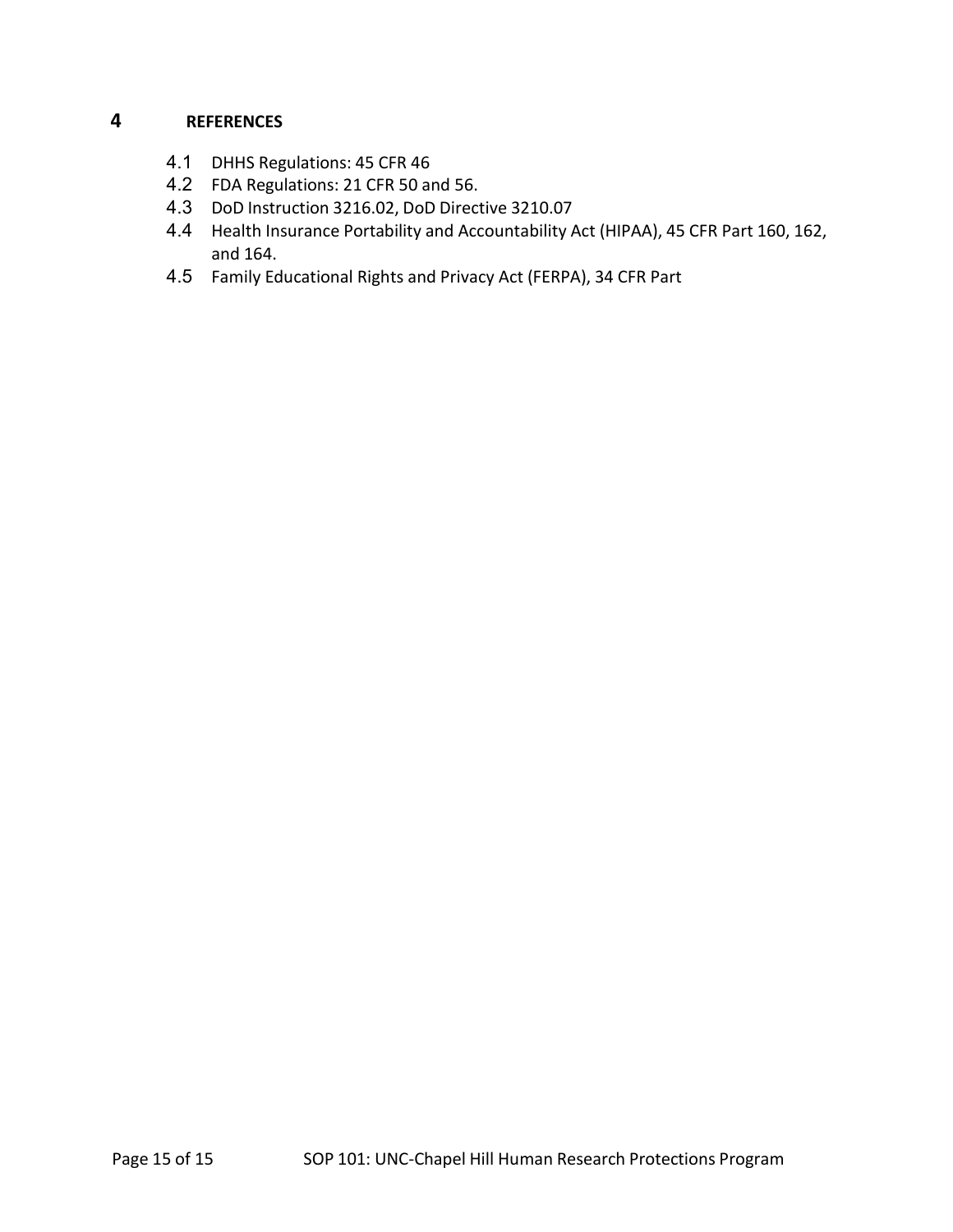## 4 REFERENCES

4.1 DHHS Regulations: 45 CFR 46

4.2 FDA Regulations: 21 CFR 50 and 56.

4.3 DoD Instruction 3216.02, DoD Directive 3210.07

4.4 Health Insurance Portability and Accountability Act (HIPAA), 45 CFR Part 160, 162, and 164.

4.5 Family Educational Rights and Privacy Act (FERPA), 34 CFR Part